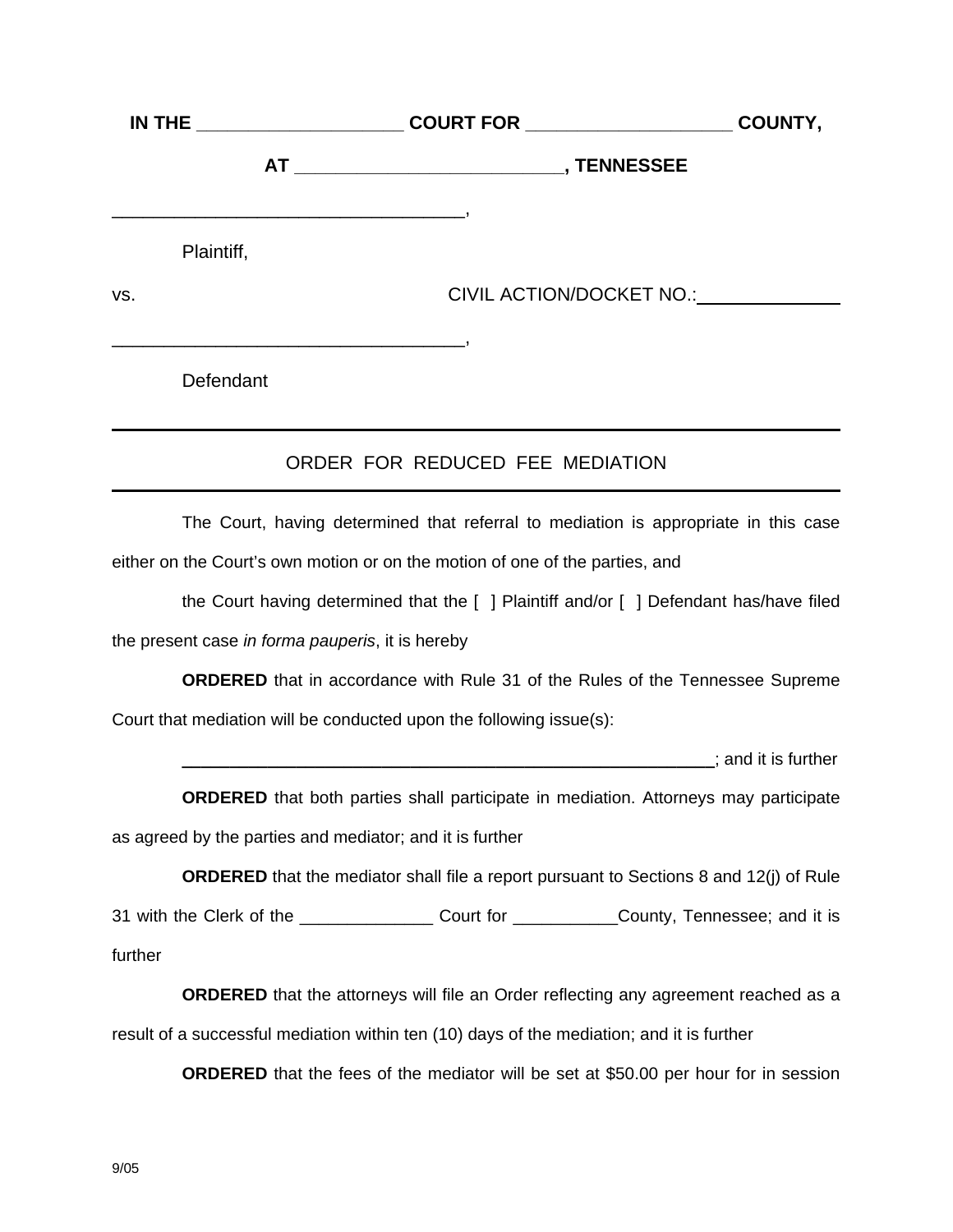**IN THE ____________________ COURT FOR ____________________ COUNTY,**

**AT __________________________, TENNESSEE**

___________________________________,

Plaintiff,

vs. CIVIL ACTION/DOCKET NO.:_____________

___________________________________,

Defendant

---

ORDER FOR REDUCED FEE MEDIATION

---

The Court, having determined that referral to mediation is appropriate in this case either on the Court's own motion or on the motion of one of the parties, and

the Court having determined that the [ ] Plaintiff and/or [ ] Defendant has/have filed the present case *in forma pauperis*, it is hereby

**ORDERED** that in accordance with Rule 31 of the Rules of the Tennessee Supreme Court that mediation will be conducted upon the following issue(s):

___________________________________________________________; and it is further

**ORDERED** that both parties shall participate in mediation. Attorneys may participate as agreed by the parties and mediator; and it is further

**ORDERED** that the mediator shall file a report pursuant to Sections 8 and 12(j) of Rule 31 with the Clerk of the ______________ Court for ___________County, Tennessee; and it is further

**ORDERED** that the attorneys will file an Order reflecting any agreement reached as a result of a successful mediation within ten (10) days of the mediation; and it is further

**ORDERED** that the fees of the mediator will be set at $50.00 per hour for in session

9/05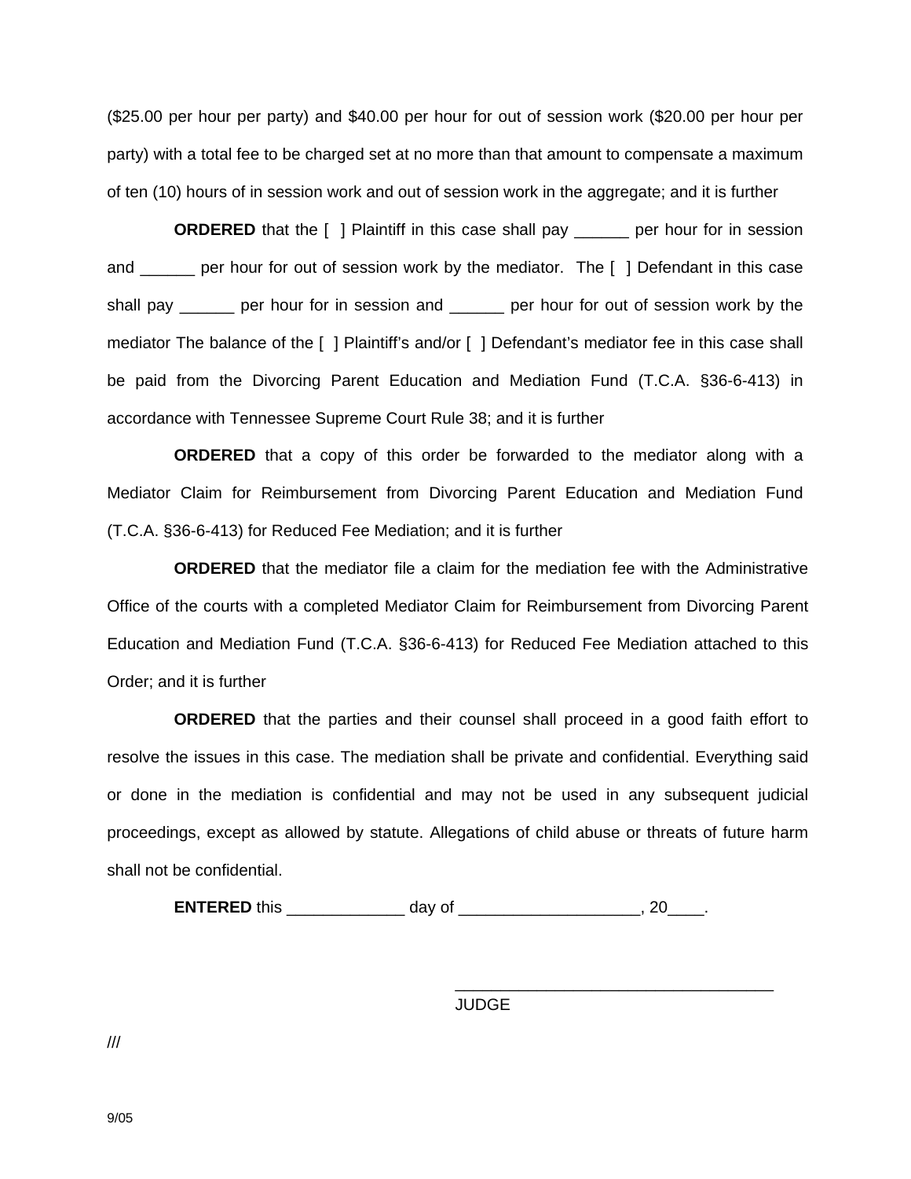($25.00 per hour per party) and $40.00 per hour for out of session work ($20.00 per hour per party) with a total fee to be charged set at no more than that amount to compensate a maximum of ten (10) hours of in session work and out of session work in the aggregate; and it is further

**ORDERED** that the [ ] Plaintiff in this case shall pay ______ per hour for in session and ______ per hour for out of session work by the mediator. The [ ] Defendant in this case shall pay ______ per hour for in session and ______ per hour for out of session work by the mediator The balance of the [ ] Plaintiff's and/or [ ] Defendant's mediator fee in this case shall be paid from the Divorcing Parent Education and Mediation Fund (T.C.A. §36-6-413) in accordance with Tennessee Supreme Court Rule 38; and it is further

**ORDERED** that a copy of this order be forwarded to the mediator along with a Mediator Claim for Reimbursement from Divorcing Parent Education and Mediation Fund (T.C.A. §36-6-413) for Reduced Fee Mediation; and it is further

**ORDERED** that the mediator file a claim for the mediation fee with the Administrative Office of the courts with a completed Mediator Claim for Reimbursement from Divorcing Parent Education and Mediation Fund (T.C.A. §36-6-413) for Reduced Fee Mediation attached to this Order; and it is further

**ORDERED** that the parties and their counsel shall proceed in a good faith effort to resolve the issues in this case. The mediation shall be private and confidential. Everything said or done in the mediation is confidential and may not be used in any subsequent judicial proceedings, except as allowed by statute. Allegations of child abuse or threats of future harm shall not be confidential.

**ENTERED** this _____________ day of ___________________, 20____.

___________________________________
JUDGE

///

9/05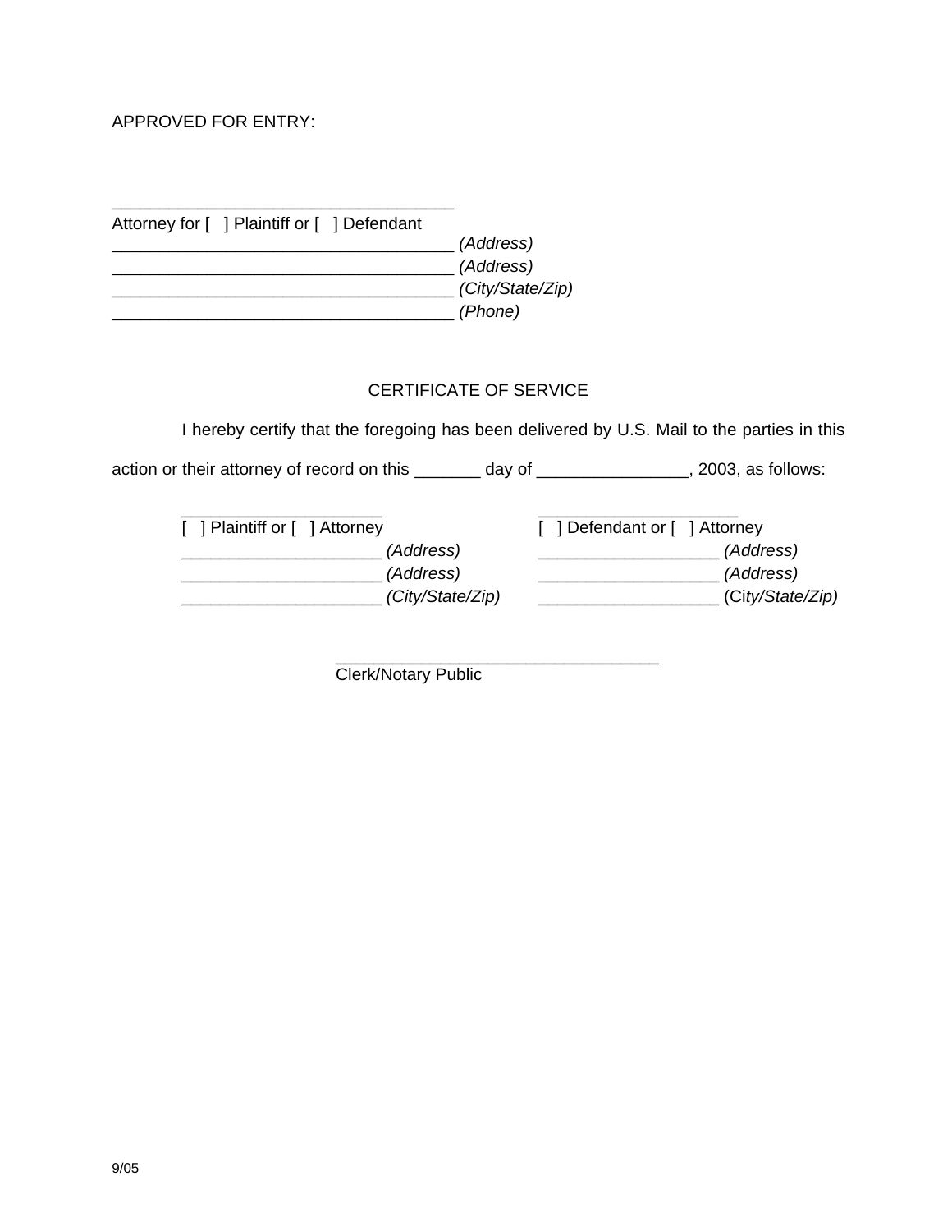APPROVED FOR ENTRY:

\_\_\_\_\_\_\_\_\_\_\_\_\_\_\_\_\_\_\_\_\_\_\_\_\_\_\_\_\_\_\_\_\_\_\_\_

Attorney for [ ] Plaintiff or [ ] Defendant

\_\_\_\_\_\_\_\_\_\_\_\_\_\_\_\_\_\_\_\_\_\_\_\_\_\_\_\_\_\_\_\_\_\_\_\_ *(Address)*

\_\_\_\_\_\_\_\_\_\_\_\_\_\_\_\_\_\_\_\_\_\_\_\_\_\_\_\_\_\_\_\_\_\_\_\_ *(Address)*

\_\_\_\_\_\_\_\_\_\_\_\_\_\_\_\_\_\_\_\_\_\_\_\_\_\_\_\_\_\_\_\_\_\_\_\_ *(City/State/Zip)*

\_\_\_\_\_\_\_\_\_\_\_\_\_\_\_\_\_\_\_\_\_\_\_\_\_\_\_\_\_\_\_\_\_\_\_\_ *(Phone)*

CERTIFICATE OF SERVICE

I hereby certify that the foregoing has been delivered by U.S. Mail to the parties in this action or their attorney of record on this \_\_\_\_\_\_\_ day of \_\_\_\_\_\_\_\_\_\_\_\_\_\_\_\_, 2003, as follows:

\_\_\_\_\_\_\_\_\_\_\_\_\_\_\_\_\_\_\_\_\_

[ ] Plaintiff or [ ] Attorney

\_\_\_\_\_\_\_\_\_\_\_\_\_\_\_\_\_\_\_\_\_ *(Address)*

\_\_\_\_\_\_\_\_\_\_\_\_\_\_\_\_\_\_\_\_\_ *(Address)*

\_\_\_\_\_\_\_\_\_\_\_\_\_\_\_\_\_\_\_\_\_ *(City/State/Zip)*

\_\_\_\_\_\_\_\_\_\_\_\_\_\_\_\_\_\_\_\_\_

[ ] Defendant or [ ] Attorney

\_\_\_\_\_\_\_\_\_\_\_\_\_\_\_\_\_\_\_ *(Address)*

\_\_\_\_\_\_\_\_\_\_\_\_\_\_\_\_\_\_\_ *(Address)*

\_\_\_\_\_\_\_\_\_\_\_\_\_\_\_\_\_\_\_ (Ci*ty/State/Zip)*

\_\_\_\_\_\_\_\_\_\_\_\_\_\_\_\_\_\_\_\_\_\_\_\_\_\_\_\_\_\_\_\_\_\_

Clerk/Notary Public

9/05